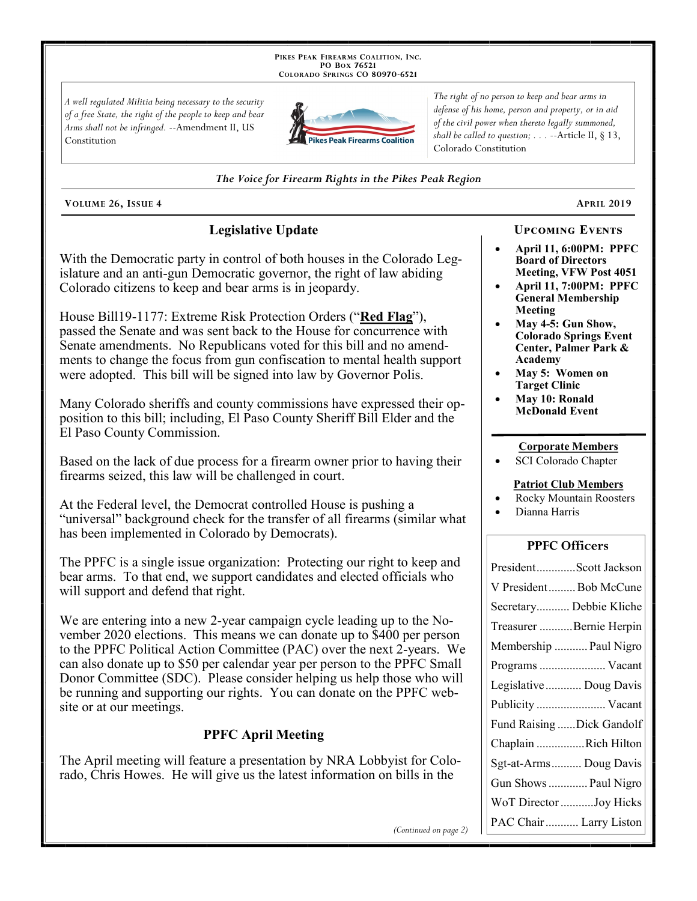PIKES PEAK FIREARMS COALITION, INC.
PO BOX 76521
COLORADO SPRINGS CO 80970-6521

*A well regulated Militia being necessary to the security of a free State, the right of the people to keep and bear Arms shall not be infringed.* --Amendment II, US Constitution

*The right of no person to keep and bear arms in defense of his home, person and property, or in aid of the civil power when thereto legally summoned, shall be called to question; . . .* --Article II, § 13, Colorado Constitution

*The Voice for Firearm Rights in the Pikes Peak Region*

**VOLUME 26, ISSUE 4** — **APRIL 2019**

## Legislative Update

With the Democratic party in control of both houses in the Colorado Legislature and an anti-gun Democratic governor, the right of law abiding Colorado citizens to keep and bear arms is in jeopardy.

House Bill19-1177: Extreme Risk Protection Orders ("**Red Flag**"), passed the Senate and was sent back to the House for concurrence with Senate amendments. No Republicans voted for this bill and no amendments to change the focus from gun confiscation to mental health support were adopted. This bill will be signed into law by Governor Polis.

Many Colorado sheriffs and county commissions have expressed their opposition to this bill; including, El Paso County Sheriff Bill Elder and the El Paso County Commission.

Based on the lack of due process for a firearm owner prior to having their firearms seized, this law will be challenged in court.

At the Federal level, the Democrat controlled House is pushing a "universal" background check for the transfer of all firearms (similar what has been implemented in Colorado by Democrats).

The PPFC is a single issue organization: Protecting our right to keep and bear arms. To that end, we support candidates and elected officials who will support and defend that right.

We are entering into a new 2-year campaign cycle leading up to the November 2020 elections. This means we can donate up to $400 per person to the PPFC Political Action Committee (PAC) over the next 2-years. We can also donate up to $50 per calendar year per person to the PPFC Small Donor Committee (SDC). Please consider helping us help those who will be running and supporting our rights. You can donate on the PPFC website or at our meetings.

## PPFC April Meeting

The April meeting will feature a presentation by NRA Lobbyist for Colorado, Chris Howes. He will give us the latest information on bills in the

*(Continued on page 2)*

### UPCOMING EVENTS

- **April 11, 6:00PM: PPFC Board of Directors Meeting, VFW Post 4051**
- **April 11, 7:00PM: PPFC General Membership Meeting**
- **May 4-5: Gun Show, Colorado Springs Event Center, Palmer Park & Academy**
- **May 5: Women on Target Clinic**
- **May 10: Ronald McDonald Event**

**Corporate Members**

- SCI Colorado Chapter

**Patriot Club Members**

- Rocky Mountain Roosters
- Dianna Harris

### PPFC Officers

| Position | Name |
| --- | --- |
| President | Scott Jackson |
| V President | Bob McCune |
| Secretary | Debbie Kliche |
| Treasurer | Bernie Herpin |
| Membership | Paul Nigro |
| Programs | Vacant |
| Legislative | Doug Davis |
| Publicity | Vacant |
| Fund Raising | Dick Gandolf |
| Chaplain | Rich Hilton |
| Sgt-at-Arms | Doug Davis |
| Gun Shows | Paul Nigro |
| WoT Director | Joy Hicks |
| PAC Chair | Larry Liston |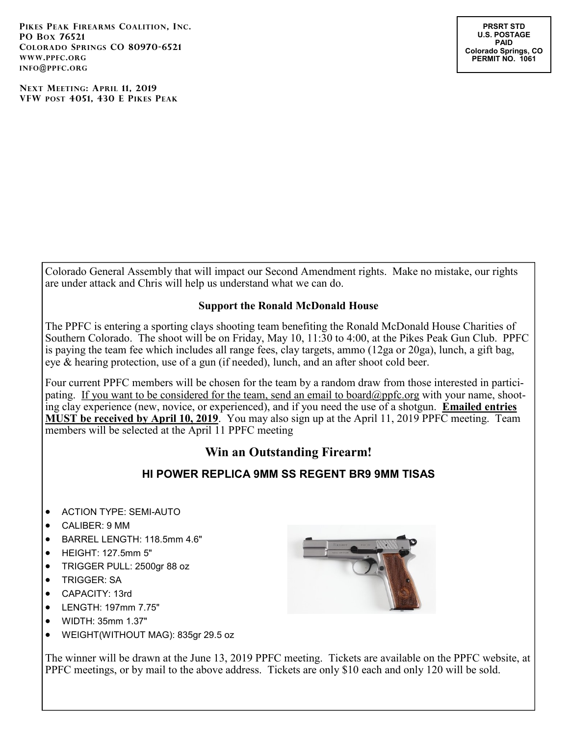PIKES PEAK FIREARMS COALITION, INC.
PO BOX 76521
COLORADO SPRINGS CO 80970-6521
WWW.PPFC.ORG
INFO@PPFC.ORG

PRSRT STD
U.S. POSTAGE
PAID
Colorado Springs, CO
PERMIT NO. 1061

NEXT MEETING: APRIL 11, 2019
VFW POST 4051, 430 E PIKES PEAK

Colorado General Assembly that will impact our Second Amendment rights. Make no mistake, our rights are under attack and Chris will help us understand what we can do.

**Support the Ronald McDonald House**

The PPFC is entering a sporting clays shooting team benefiting the Ronald McDonald House Charities of Southern Colorado. The shoot will be on Friday, May 10, 11:30 to 4:00, at the Pikes Peak Gun Club. PPFC is paying the team fee which includes all range fees, clay targets, ammo (12ga or 20ga), lunch, a gift bag, eye & hearing protection, use of a gun (if needed), lunch, and an after shoot cold beer.

Four current PPFC members will be chosen for the team by a random draw from those interested in participating. If you want to be considered for the team, send an email to board@ppfc.org with your name, shooting clay experience (new, novice, or experienced), and if you need the use of a shotgun. **Emailed entries MUST be received by April 10, 2019**. You may also sign up at the April 11, 2019 PPFC meeting. Team members will be selected at the April 11 PPFC meeting

## Win an Outstanding Firearm!

### HI POWER REPLICA 9MM SS REGENT BR9 9MM TISAS

- ACTION TYPE: SEMI-AUTO
- CALIBER: 9 MM
- BARREL LENGTH: 118.5mm 4.6"
- HEIGHT: 127.5mm 5"
- TRIGGER PULL: 2500gr 88 oz
- TRIGGER: SA
- CAPACITY: 13rd
- LENGTH: 197mm 7.75"
- WIDTH: 35mm 1.37"
- WEIGHT(WITHOUT MAG): 835gr 29.5 oz

The winner will be drawn at the June 13, 2019 PPFC meeting. Tickets are available on the PPFC website, at PPFC meetings, or by mail to the above address. Tickets are only $10 each and only 120 will be sold.